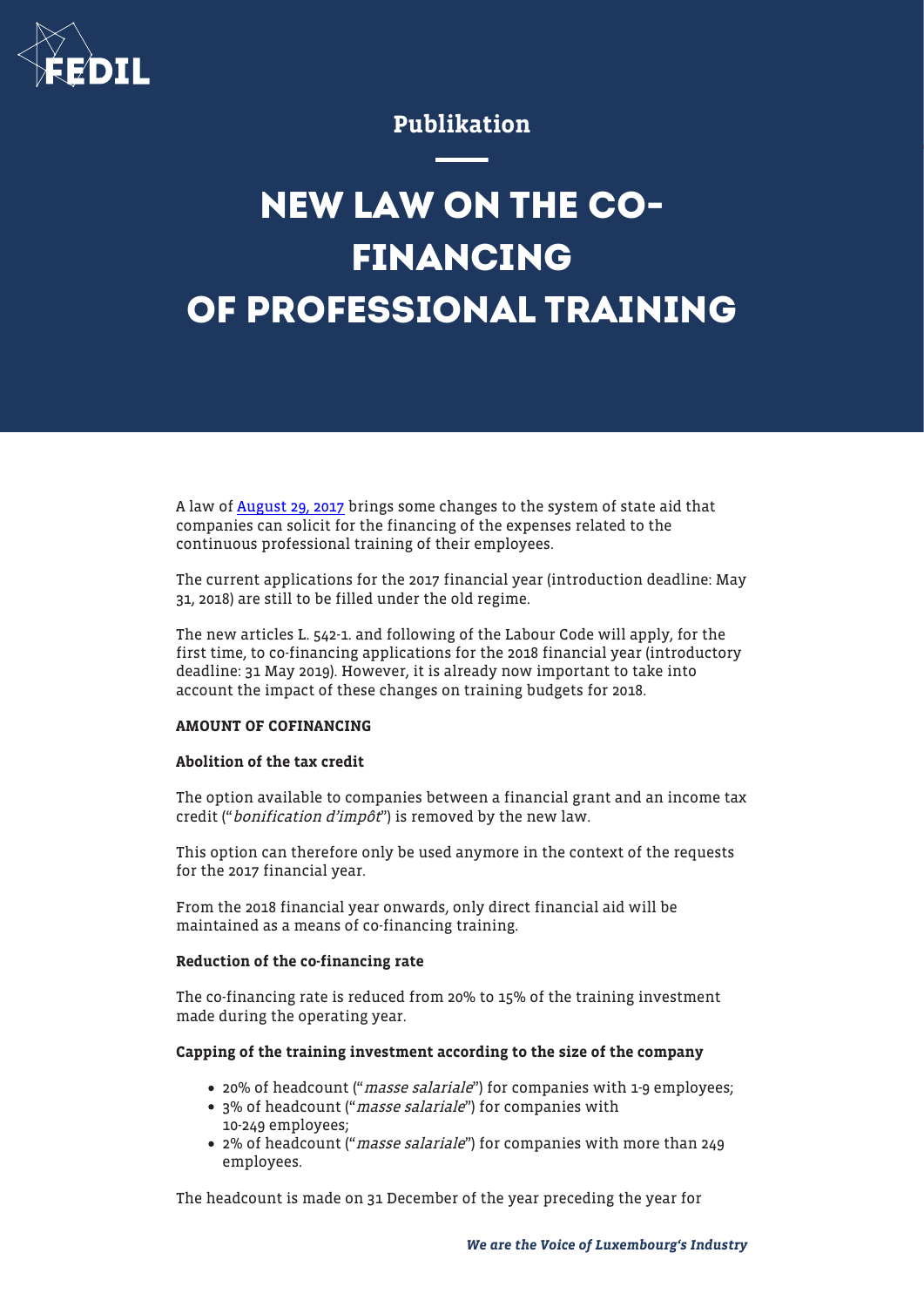Publikation

# NEW LAW ON THE CO-FINANCING OF PROFESSIONAL TRAINING

A law of [August 29, 2017]() brings some changes to the system of state aid that companies can solicit for the financing of the expenses related to the continuous professional training of their employees.

The current applications for the 2017 financial year (introduction deadline: May 31, 2018) are still to be filled under the old regime.

The new articles L. 542-1. and following of the Labour Code will apply, for the first time, to co-financing applications for the 2018 financial year (introductory deadline: 31 May 2019). However, it is already now important to take into account the impact of these changes on training budgets for 2018.

**AMOUNT OF COFINANCING**

**Abolition of the tax credit**

The option available to companies between a financial grant and an income tax credit ("*bonification d'impôt*") is removed by the new law.

This option can therefore only be used anymore in the context of the requests for the 2017 financial year.

From the 2018 financial year onwards, only direct financial aid will be maintained as a means of co-financing training.

**Reduction of the co-financing rate**

The co-financing rate is reduced from 20% to 15% of the training investment made during the operating year.

**Capping of the training investment according to the size of the company**

- 20% of headcount ("*masse salariale*") for companies with 1-9 employees;
- 3% of headcount ("*masse salariale*") for companies with 10-249 employees;
- 2% of headcount ("*masse salariale*") for companies with more than 249 employees.

The headcount is made on 31 December of the year preceding the year for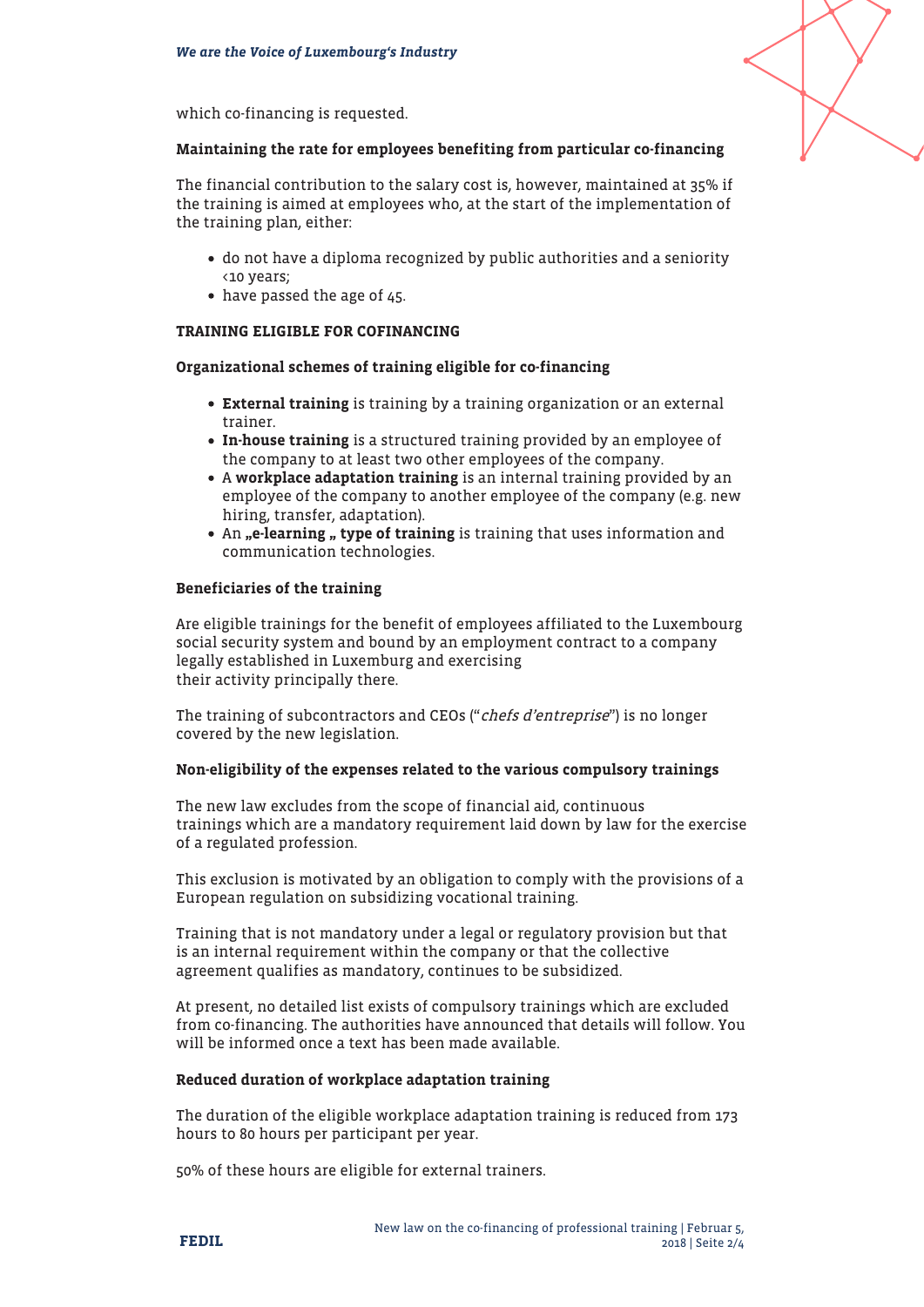which co-financing is requested.

**Maintaining the rate for employees benefiting from particular co-financing**

The financial contribution to the salary cost is, however, maintained at 35% if the training is aimed at employees who, at the start of the implementation of the training plan, either:

- do not have a diploma recognized by public authorities and a seniority <10 years;
- have passed the age of 45.

**TRAINING ELIGIBLE FOR COFINANCING**

**Organizational schemes of training eligible for co-financing**

- **External training** is training by a training organization or an external trainer.
- **In-house training** is a structured training provided by an employee of the company to at least two other employees of the company.
- A **workplace adaptation training** is an internal training provided by an employee of the company to another employee of the company (e.g. new hiring, transfer, adaptation).
- An **„e-learning „ type of training** is training that uses information and communication technologies.

**Beneficiaries of the training**

Are eligible trainings for the benefit of employees affiliated to the Luxembourg social security system and bound by an employment contract to a company legally established in Luxemburg and exercising their activity principally there.

The training of subcontractors and CEOs ("*chefs d'entreprise*") is no longer covered by the new legislation.

**Non-eligibility of the expenses related to the various compulsory trainings**

The new law excludes from the scope of financial aid, continuous trainings which are a mandatory requirement laid down by law for the exercise of a regulated profession.

This exclusion is motivated by an obligation to comply with the provisions of a European regulation on subsidizing vocational training.

Training that is not mandatory under a legal or regulatory provision but that is an internal requirement within the company or that the collective agreement qualifies as mandatory, continues to be subsidized.

At present, no detailed list exists of compulsory trainings which are excluded from co-financing. The authorities have announced that details will follow. You will be informed once a text has been made available.

**Reduced duration of workplace adaptation training**

The duration of the eligible workplace adaptation training is reduced from 173 hours to 80 hours per participant per year.

50% of these hours are eligible for external trainers.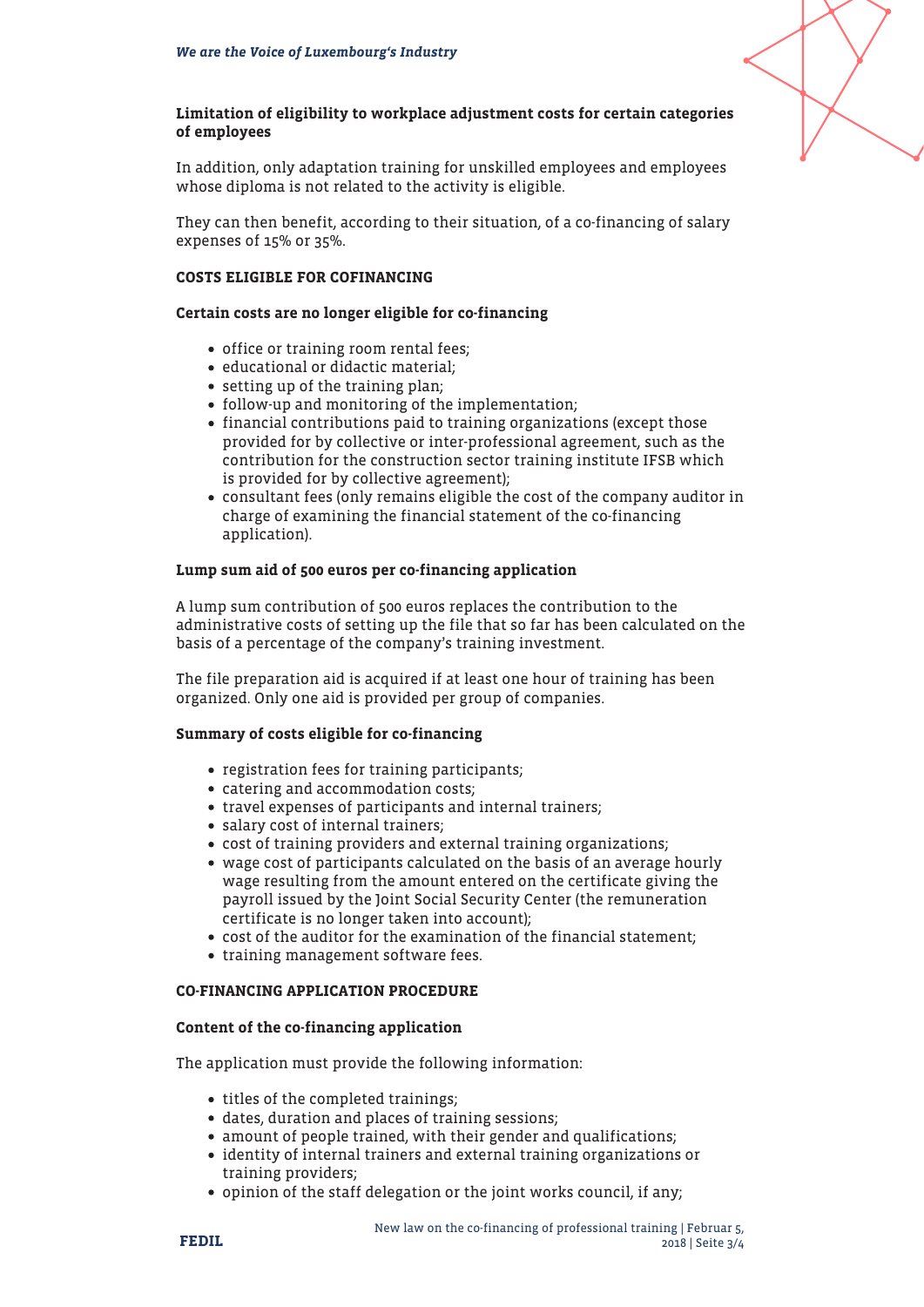**Limitation of eligibility to workplace adjustment costs for certain categories of employees**

In addition, only adaptation training for unskilled employees and employees whose diploma is not related to the activity is eligible.

They can then benefit, according to their situation, of a co-financing of salary expenses of 15% or 35%.

## COSTS ELIGIBLE FOR COFINANCING

### Certain costs are no longer eligible for co-financing

- office or training room rental fees;
- educational or didactic material;
- setting up of the training plan;
- follow-up and monitoring of the implementation;
- financial contributions paid to training organizations (except those provided for by collective or inter-professional agreement, such as the contribution for the construction sector training institute IFSB which is provided for by collective agreement);
- consultant fees (only remains eligible the cost of the company auditor in charge of examining the financial statement of the co-financing application).

### Lump sum aid of 500 euros per co-financing application

A lump sum contribution of 500 euros replaces the contribution to the administrative costs of setting up the file that so far has been calculated on the basis of a percentage of the company's training investment.

The file preparation aid is acquired if at least one hour of training has been organized. Only one aid is provided per group of companies.

### Summary of costs eligible for co-financing

- registration fees for training participants;
- catering and accommodation costs;
- travel expenses of participants and internal trainers;
- salary cost of internal trainers;
- cost of training providers and external training organizations;
- wage cost of participants calculated on the basis of an average hourly wage resulting from the amount entered on the certificate giving the payroll issued by the Joint Social Security Center (the remuneration certificate is no longer taken into account);
- cost of the auditor for the examination of the financial statement;
- training management software fees.

## CO-FINANCING APPLICATION PROCEDURE

### Content of the co-financing application

The application must provide the following information:

- titles of the completed trainings;
- dates, duration and places of training sessions;
- amount of people trained, with their gender and qualifications;
- identity of internal trainers and external training organizations or training providers;
- opinion of the staff delegation or the joint works council, if any;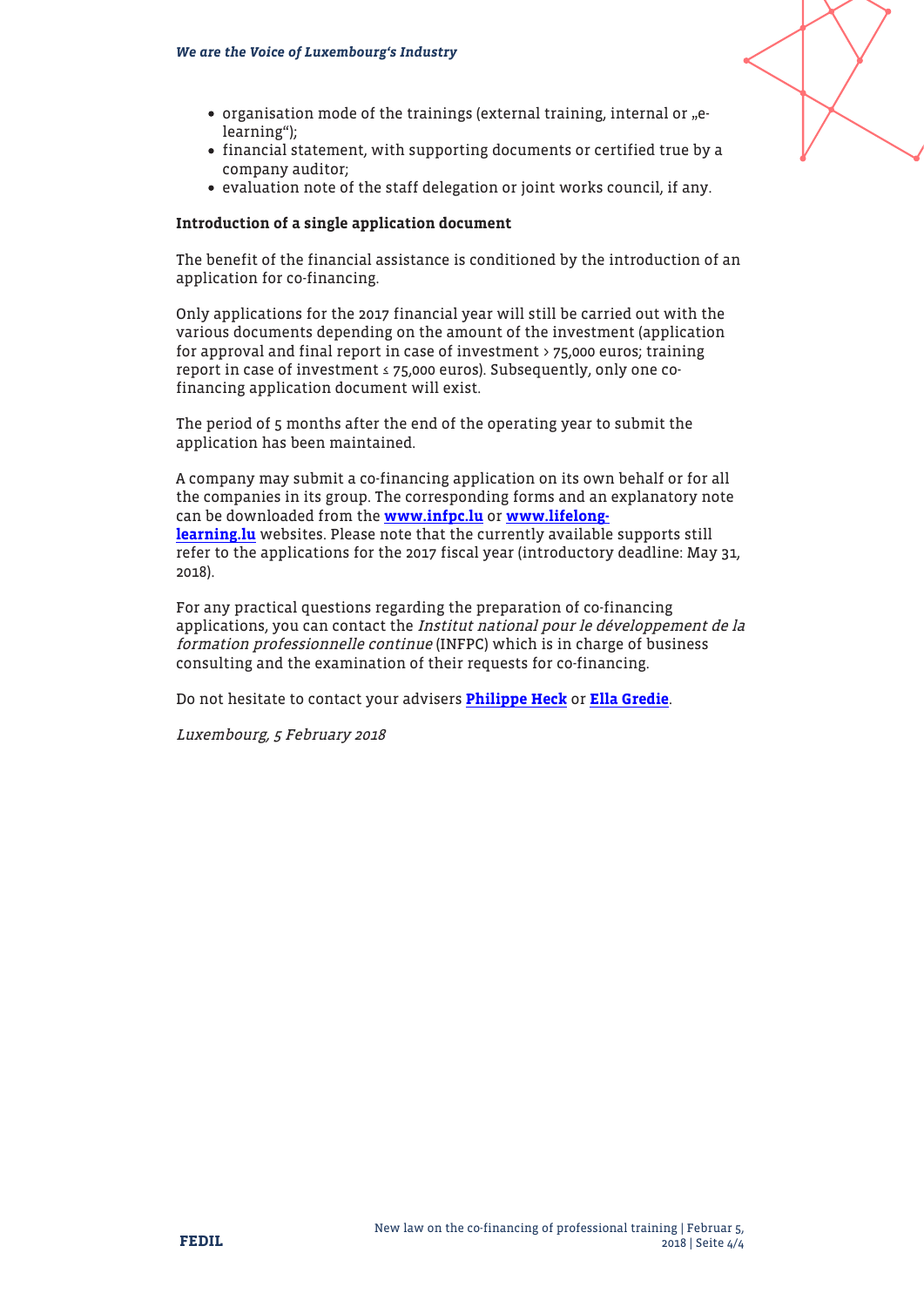- organisation mode of the trainings (external training, internal or „e-learning“);
- financial statement, with supporting documents or certified true by a company auditor;
- evaluation note of the staff delegation or joint works council, if any.

**Introduction of a single application document**

The benefit of the financial assistance is conditioned by the introduction of an application for co-financing.

Only applications for the 2017 financial year will still be carried out with the various documents depending on the amount of the investment (application for approval and final report in case of investment > 75,000 euros; training report in case of investment ≤ 75,000 euros). Subsequently, only one co-financing application document will exist.

The period of 5 months after the end of the operating year to submit the application has been maintained.

A company may submit a co-financing application on its own behalf or for all the companies in its group. The corresponding forms and an explanatory note can be downloaded from the **www.infpc.lu** or **www.lifelong-learning.lu** websites. Please note that the currently available supports still refer to the applications for the 2017 fiscal year (introductory deadline: May 31, 2018).

For any practical questions regarding the preparation of co-financing applications, you can contact the *Institut national pour le développement de la formation professionnelle continue* (INFPC) which is in charge of business consulting and the examination of their requests for co-financing.

Do not hesitate to contact your advisers **Philippe Heck** or **Ella Gredie**.

*Luxembourg, 5 February 2018*